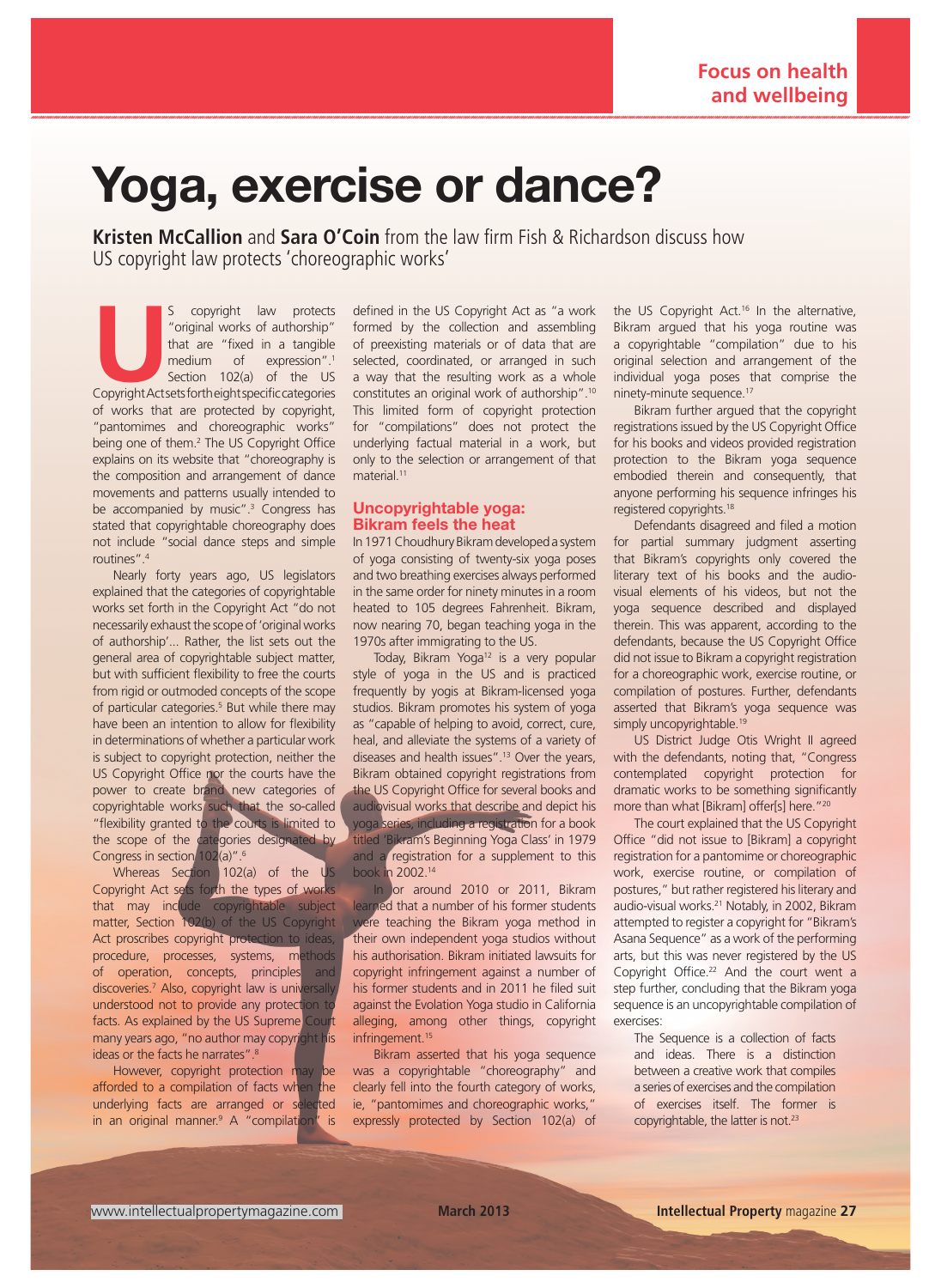# Yoga, exercise or dance?

**Kristen McCallion** and **Sara O'Coin** from the law firm Fish & Richardson discuss how US copyright law protects 'choreographic works'

US copyright law protects "original works of authorship" that are "fixed in a tangible medium of expression".[1] Section 102(a) of the US Copyright Act sets forth eight specific categories of works that are protected by copyright, "pantomimes and choreographic works" being one of them.[2] The US Copyright Office explains on its website that "choreography is the composition and arrangement of dance movements and patterns usually intended to be accompanied by music".[3] Congress has stated that copyrightable choreography does not include "social dance steps and simple routines".[4]

Nearly forty years ago, US legislators explained that the categories of copyrightable works set forth in the Copyright Act "do not necessarily exhaust the scope of 'original works of authorship'... Rather, the list sets out the general area of copyrightable subject matter, but with sufficient flexibility to free the courts from rigid or outmoded concepts of the scope of particular categories.[5] But while there may have been an intention to allow for flexibility in determinations of whether a particular work is subject to copyright protection, neither the US Copyright Office nor the courts have the power to create brand new categories of copyrightable works such that the so-called "flexibility granted to the courts is limited to the scope of the categories designated by Congress in section 102(a)".[6]

Whereas Section 102(a) of the US Copyright Act sets forth the types of works that may include copyrightable subject matter, Section 102(b) of the US Copyright Act proscribes copyright protection to ideas, procedure, processes, systems, methods of operation, concepts, principles and discoveries.[7] Also, copyright law is universally understood not to provide any protection to facts. As explained by the US Supreme Court many years ago, "no author may copyright his ideas or the facts he narrates".[8]

However, copyright protection may be afforded to a compilation of facts when the underlying facts are arranged or selected in an original manner.[9] A "compilation" is defined in the US Copyright Act as "a work formed by the collection and assembling of preexisting materials or of data that are selected, coordinated, or arranged in such a way that the resulting work as a whole constitutes an original work of authorship".[10] This limited form of copyright protection for "compilations" does not protect the underlying factual material in a work, but only to the selection or arrangement of that material.[11]

## Uncopyrightable yoga: Bikram feels the heat

In 1971 Choudhury Bikram developed a system of yoga consisting of twenty-six yoga poses and two breathing exercises always performed in the same order for ninety minutes in a room heated to 105 degrees Fahrenheit. Bikram, now nearing 70, began teaching yoga in the 1970s after immigrating to the US.

Today, Bikram Yoga[12] is a very popular style of yoga in the US and is practiced frequently by yogis at Bikram-licensed yoga studios. Bikram promotes his system of yoga as "capable of helping to avoid, correct, cure, heal, and alleviate the systems of a variety of diseases and health issues".[13] Over the years, Bikram obtained copyright registrations from the US Copyright Office for several books and audiovisual works that describe and depict his yoga series, including a registration for a book titled 'Bikram's Beginning Yoga Class' in 1979 and a registration for a supplement to this book in 2002.[14]

In or around 2010 or 2011, Bikram learned that a number of his former students were teaching the Bikram yoga method in their own independent yoga studios without his authorisation. Bikram initiated lawsuits for copyright infringement against a number of his former students and in 2011 he filed suit against the Evolation Yoga studio in California alleging, among other things, copyright infringement.[15]

Bikram asserted that his yoga sequence was a copyrightable "choreography" and clearly fell into the fourth category of works, ie, "pantomimes and choreographic works," expressly protected by Section 102(a) of the US Copyright Act.[16] In the alternative, Bikram argued that his yoga routine was a copyrightable "compilation" due to his original selection and arrangement of the individual yoga poses that comprise the ninety-minute sequence.[17]

Bikram further argued that the copyright registrations issued by the US Copyright Office for his books and videos provided registration protection to the Bikram yoga sequence embodied therein and consequently, that anyone performing his sequence infringes his registered copyrights.[18]

Defendants disagreed and filed a motion for partial summary judgment asserting that Bikram's copyrights only covered the literary text of his books and the audio-visual elements of his videos, but not the yoga sequence described and displayed therein. This was apparent, according to the defendants, because the US Copyright Office did not issue to Bikram a copyright registration for a choreographic work, exercise routine, or compilation of postures. Further, defendants asserted that Bikram's yoga sequence was simply uncopyrightable.[19]

US District Judge Otis Wright II agreed with the defendants, noting that, "Congress contemplated copyright protection for dramatic works to be something significantly more than what [Bikram] offer[s] here."[20]

The court explained that the US Copyright Office "did not issue to [Bikram] a copyright registration for a pantomime or choreographic work, exercise routine, or compilation of postures," but rather registered his literary and audio-visual works.[21] Notably, in 2002, Bikram attempted to register a copyright for "Bikram's Asana Sequence" as a work of the performing arts, but this was never registered by the US Copyright Office.[22] And the court went a step further, concluding that the Bikram yoga sequence is an uncopyrightable compilation of exercises:

> The Sequence is a collection of facts and ideas. There is a distinction between a creative work that compiles a series of exercises and the compilation of exercises itself. The former is copyrightable, the latter is not.[23]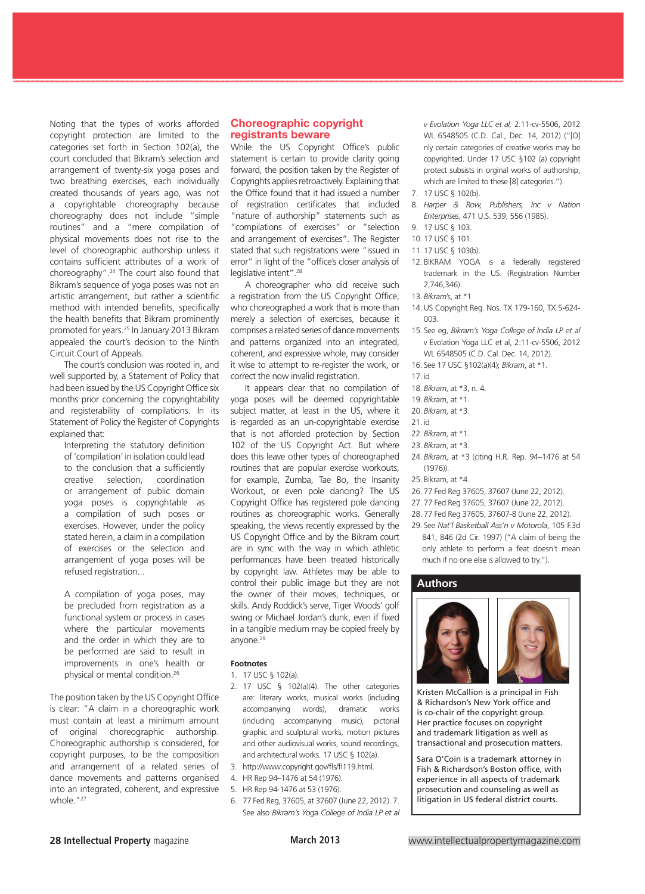Noting that the types of works afforded copyright protection are limited to the categories set forth in Section 102(a), the court concluded that Bikram's selection and arrangement of twenty-six yoga poses and two breathing exercises, each individually created thousands of years ago, was not a copyrightable choreography because choreography does not include "simple routines" and a "mere compilation of physical movements does not rise to the level of choreographic authorship unless it contains sufficient attributes of a work of choreography".[24] The court also found that Bikram's sequence of yoga poses was not an artistic arrangement, but rather a scientific method with intended benefits, specifically the health benefits that Bikram prominently promoted for years.[25] In January 2013 Bikram appealed the court's decision to the Ninth Circuit Court of Appeals.

The court's conclusion was rooted in, and well supported by, a Statement of Policy that had been issued by the US Copyright Office six months prior concerning the copyrightability and registerability of compilations. In its Statement of Policy the Register of Copyrights explained that:

> Interpreting the statutory definition of 'compilation' in isolation could lead to the conclusion that a sufficiently creative selection, coordination or arrangement of public domain yoga poses is copyrightable as a compilation of such poses or exercises. However, under the policy stated herein, a claim in a compilation of exercises or the selection and arrangement of yoga poses will be refused registration...
>
> A compilation of yoga poses, may be precluded from registration as a functional system or process in cases where the particular movements and the order in which they are to be performed are said to result in improvements in one's health or physical or mental condition.[26]

The position taken by the US Copyright Office is clear: "A claim in a choreographic work must contain at least a minimum amount of original choreographic authorship. Choreographic authorship is considered, for copyright purposes, to be the composition and arrangement of a related series of dance movements and patterns organised into an integrated, coherent, and expressive whole."[27]

## Choreographic copyright registrants beware

While the US Copyright Office's public statement is certain to provide clarity going forward, the position taken by the Register of Copyrights applies retroactively. Explaining that the Office found that it had issued a number of registration certificates that included "nature of authorship" statements such as "compilations of exercises" or "selection and arrangement of exercises". The Register stated that such registrations were "issued in error" in light of the "office's closer analysis of legislative intent".[28]

A choreographer who did receive such a registration from the US Copyright Office, who choreographed a work that is more than merely a selection of exercises, because it comprises a related series of dance movements and patterns organized into an integrated, coherent, and expressive whole, may consider it wise to attempt to re-register the work, or correct the now invalid registration.

It appears clear that no compilation of yoga poses will be deemed copyrightable subject matter, at least in the US, where it is regarded as an un-copyrightable exercise that is not afforded protection by Section 102 of the US Copyright Act. But where does this leave other types of choreographed routines that are popular exercise workouts, for example, Zumba, Tae Bo, the Insanity Workout, or even pole dancing? The US Copyright Office has registered pole dancing routines as choreographic works. Generally speaking, the views recently expressed by the US Copyright Office and by the Bikram court are in sync with the way in which athletic performances have been treated historically by copyright law. Athletes may be able to control their public image but they are not the owner of their moves, techniques, or skills. Andy Roddick's serve, Tiger Woods' golf swing or Michael Jordan's dunk, even if fixed in a tangible medium may be copied freely by anyone.[29]

### Footnotes

1. 17 USC § 102(a).
2. 17 USC § 102(a)(4). The other categories are: literary works, musical works (including accompanying words), dramatic works (including accompanying music), pictorial graphic and sculptural works, motion pictures and other audiovisual works, sound recordings, and architectural works. 17 USC § 102(a).
3. http://www.copyright.gov/fls/fl119.html.
4. HR Rep 94–1476 at 54 (1976).
5. HR Rep 94-1476 at 53 (1976).
6. 77 Fed Reg, 37605, at 37607 (June 22, 2012). 7. See also *Bikram's Yoga College of India LP et al v Evolation Yoga LLC et al,* 2:11-cv-5506, 2012 WL 6548505 (C.D. Cal., Dec. 14, 2012) ("[O]nly certain categories of creative works may be copyrighted. Under 17 USC §102 (a) copyright protect subsists in orginal works of authorship, which are limited to these [8] categories.").
7. 17 USC § 102(b).
8. *Harper & Row, Publishers, Inc v Nation Enterprises*, 471 U.S. 539, 556 (1985).
9. 17 USC § 103.
10. 17 USC § 101.
11. 17 USC § 103(b).
12. BIKRAM YOGA is a federally registered trademark in the US. (Registration Number 2,746,346).
13. *Bikram's*, at *1
14. US Copyright Reg. Nos. TX 179-160, TX 5-624-003.
15. See eg, *Bikram's Yoga College of India LP et al* v Evolation Yoga LLC et al, 2:11-cv-5506, 2012 WL 6548505 (C.D. Cal. Dec. 14, 2012).
16. See 17 USC §102(a)(4); *Bikram*, at *1.
17. id
18. *Bikram*, at *3, n. 4.
19. *Bikram*, at *1.
20. *Bikram*, at *3.
21. id
22. *Bikram*, at *1.
23. *Bikram*, at *3.
24. *Bikram*, at *3 (citing H.R. Rep. 94–1476 at 54 (1976)).
25. Bikram, at *4.
26. 77 Fed Reg 37605, 37607 (June 22, 2012).
27. 77 Fed Reg 37605, 37607 (June 22, 2012).
28. 77 Fed Reg 37605, 37607-8 (June 22, 2012).
29. See *Nat'l Basketball Ass'n v Motorola*, 105 F.3d 841, 846 (2d Cir. 1997) ("A claim of being the only athlete to perform a feat doesn't mean much if no one else is allowed to try.").

## Authors

Kristen McCallion is a principal in Fish & Richardson's New York office and is co-chair of the copyright group. Her practice focuses on copyright and trademark litigation as well as transactional and prosecution matters.

Sara O'Coin is a trademark attorney in Fish & Richardson's Boston office, with experience in all aspects of trademark prosecution and counseling as well as litigation in US federal district courts.